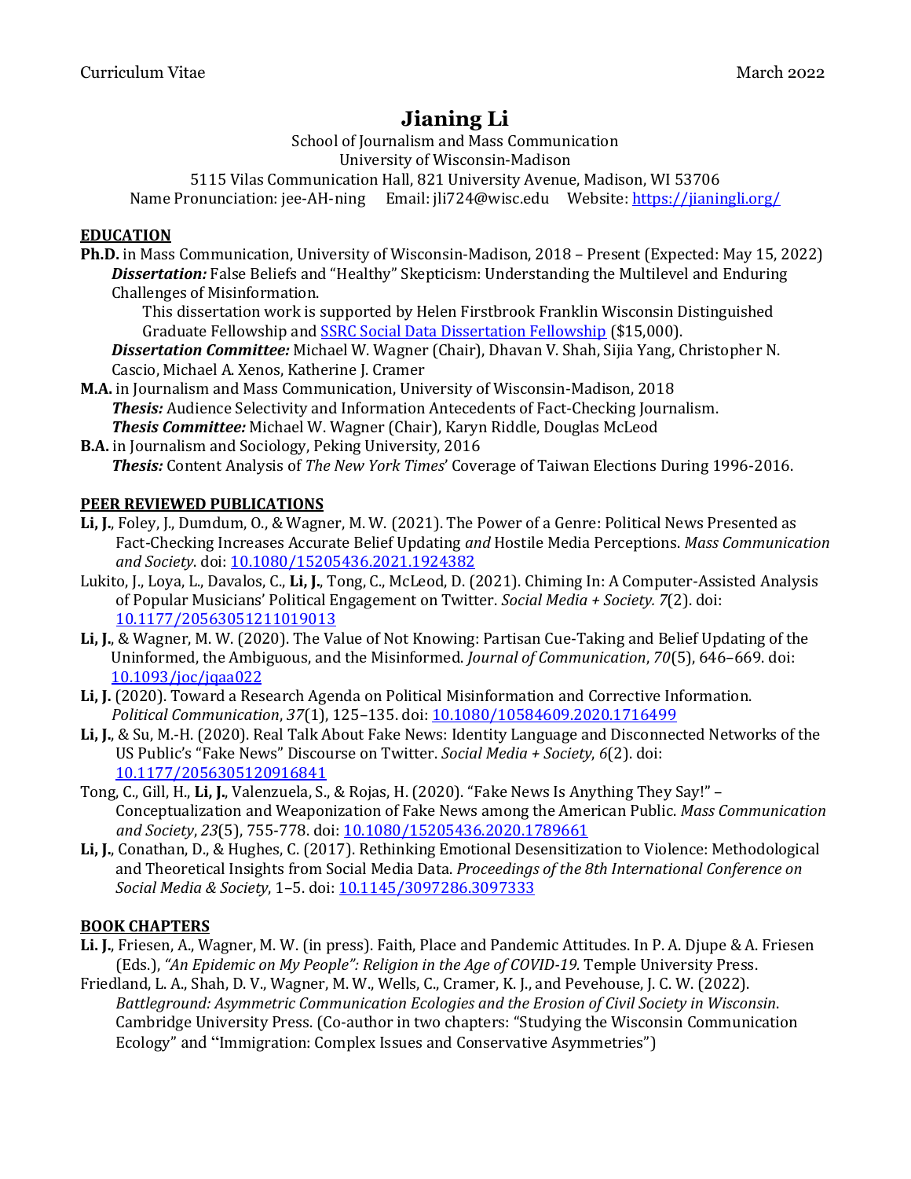Curriculum Vitae March 2022

# Jianing Li

School of Journalism and Mass Communication
University of Wisconsin-Madison
5115 Vilas Communication Hall, 821 University Avenue, Madison, WI 53706
Name Pronunciation: jee-AH-ning Email: jli724@wisc.edu Website: [https://jianingli.org/](https://jianingli.org/)

## EDUCATION

**Ph.D.** in Mass Communication, University of Wisconsin-Madison, 2018 – Present (Expected: May 15, 2022)
***Dissertation:*** False Beliefs and "Healthy" Skepticism: Understanding the Multilevel and Enduring Challenges of Misinformation.
This dissertation work is supported by Helen Firstbrook Franklin Wisconsin Distinguished Graduate Fellowship and [SSRC Social Data Dissertation Fellowship](#) ($15,000).
***Dissertation Committee:*** Michael W. Wagner (Chair), Dhavan V. Shah, Sijia Yang, Christopher N. Cascio, Michael A. Xenos, Katherine J. Cramer

**M.A.** in Journalism and Mass Communication, University of Wisconsin-Madison, 2018
***Thesis:*** Audience Selectivity and Information Antecedents of Fact-Checking Journalism.
***Thesis Committee:*** Michael W. Wagner (Chair), Karyn Riddle, Douglas McLeod

**B.A.** in Journalism and Sociology, Peking University, 2016
***Thesis:*** Content Analysis of *The New York Times*' Coverage of Taiwan Elections During 1996-2016.

## PEER REVIEWED PUBLICATIONS

**Li, J.**, Foley, J., Dumdum, O., & Wagner, M. W. (2021). The Power of a Genre: Political News Presented as Fact-Checking Increases Accurate Belief Updating *and* Hostile Media Perceptions. *Mass Communication and Society*. doi: [10.1080/15205436.2021.1924382](https://doi.org/10.1080/15205436.2021.1924382)

Lukito, J., Loya, L., Davalos, C., **Li, J.**, Tong, C., McLeod, D. (2021). Chiming In: A Computer-Assisted Analysis of Popular Musicians' Political Engagement on Twitter. *Social Media + Society. 7*(2). doi: [10.1177/20563051211019013](https://doi.org/10.1177/20563051211019013)

**Li, J.**, & Wagner, M. W. (2020). The Value of Not Knowing: Partisan Cue-Taking and Belief Updating of the Uninformed, the Ambiguous, and the Misinformed. *Journal of Communication*, *70*(5), 646–669. doi: [10.1093/joc/jqaa022](https://doi.org/10.1093/joc/jqaa022)

**Li, J.** (2020). Toward a Research Agenda on Political Misinformation and Corrective Information. *Political Communication*, *37*(1), 125–135. doi: [10.1080/10584609.2020.1716499](https://doi.org/10.1080/10584609.2020.1716499)

**Li, J.**, & Su, M.-H. (2020). Real Talk About Fake News: Identity Language and Disconnected Networks of the US Public's "Fake News" Discourse on Twitter. *Social Media + Society*, *6*(2). doi: [10.1177/2056305120916841](https://doi.org/10.1177/2056305120916841)

Tong, C., Gill, H., **Li, J.**, Valenzuela, S., & Rojas, H. (2020). "Fake News Is Anything They Say!" – Conceptualization and Weaponization of Fake News among the American Public. *Mass Communication and Society*, *23*(5), 755-778. doi: [10.1080/15205436.2020.1789661](https://doi.org/10.1080/15205436.2020.1789661)

**Li, J.**, Conathan, D., & Hughes, C. (2017). Rethinking Emotional Desensitization to Violence: Methodological and Theoretical Insights from Social Media Data. *Proceedings of the 8th International Conference on Social Media & Society*, 1–5. doi: [10.1145/3097286.3097333](https://doi.org/10.1145/3097286.3097333)

## BOOK CHAPTERS

**Li. J.**, Friesen, A., Wagner, M. W. (in press). Faith, Place and Pandemic Attitudes. In P. A. Djupe & A. Friesen (Eds.), *"An Epidemic on My People": Religion in the Age of COVID-19.* Temple University Press.

Friedland, L. A., Shah, D. V., Wagner, M. W., Wells, C., Cramer, K. J., and Pevehouse, J. C. W. (2022). *Battleground: Asymmetric Communication Ecologies and the Erosion of Civil Society in Wisconsin*. Cambridge University Press. (Co-author in two chapters: "Studying the Wisconsin Communication Ecology" and "Immigration: Complex Issues and Conservative Asymmetries")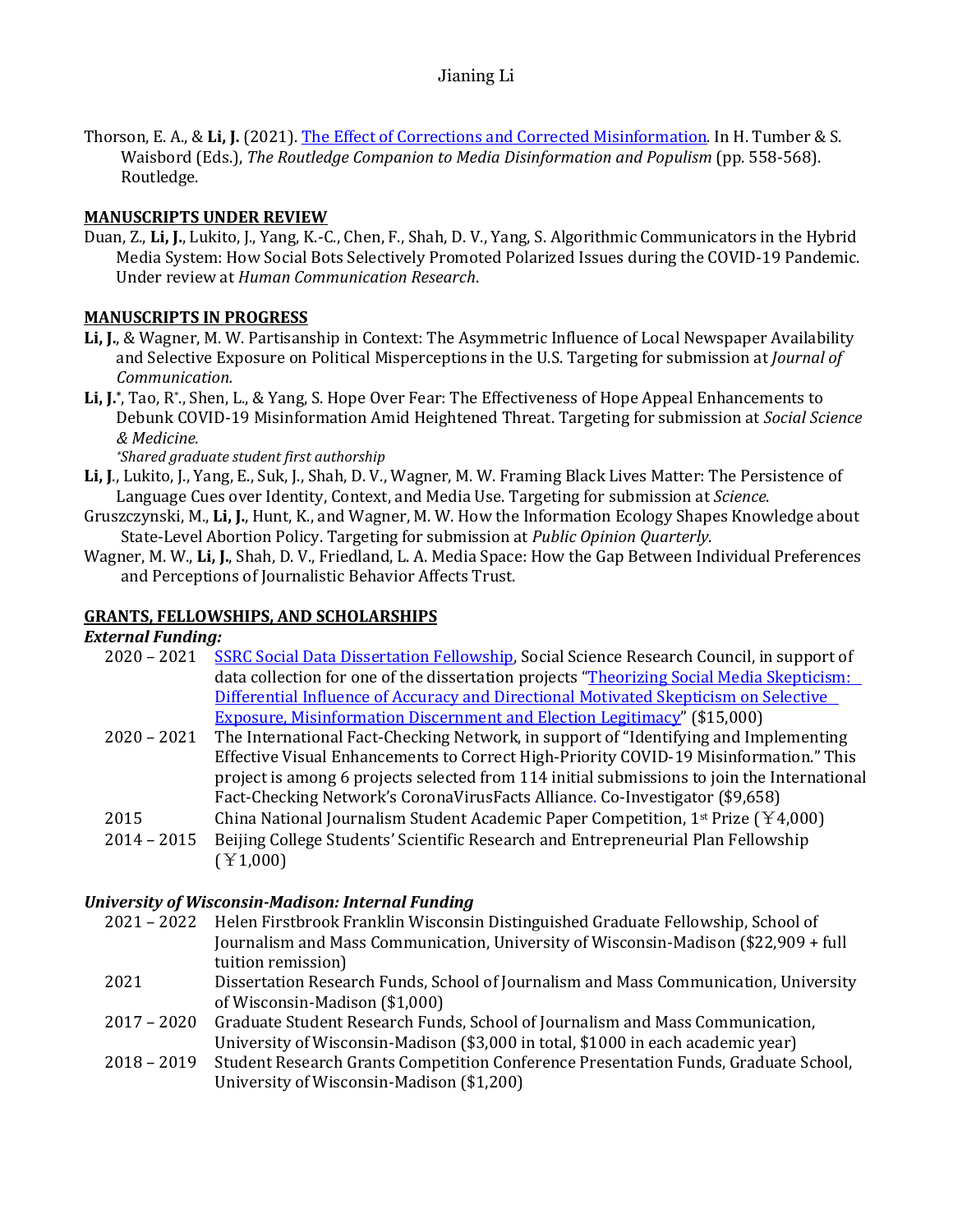Thorson, E. A., & **Li, J.** (2021). [The Effect of Corrections and Corrected Misinformation](). In H. Tumber & S. Waisbord (Eds.), *The Routledge Companion to Media Disinformation and Populism* (pp. 558-568). Routledge.

## MANUSCRIPTS UNDER REVIEW

Duan, Z., **Li, J.**, Lukito, J., Yang, K.-C., Chen, F., Shah, D. V., Yang, S. Algorithmic Communicators in the Hybrid Media System: How Social Bots Selectively Promoted Polarized Issues during the COVID-19 Pandemic. Under review at *Human Communication Research*.

## MANUSCRIPTS IN PROGRESS

**Li, J.**, & Wagner, M. W. Partisanship in Context: The Asymmetric Influence of Local Newspaper Availability and Selective Exposure on Political Misperceptions in the U.S. Targeting for submission at *Journal of Communication.*

**Li, J.**\*, Tao, R\*., Shen, L., & Yang, S. Hope Over Fear: The Effectiveness of Hope Appeal Enhancements to Debunk COVID-19 Misinformation Amid Heightened Threat. Targeting for submission at *Social Science & Medicine.*
*\*Shared graduate student first authorship*

**Li, J**., Lukito, J., Yang, E., Suk, J., Shah, D. V., Wagner, M. W. Framing Black Lives Matter: The Persistence of Language Cues over Identity, Context, and Media Use. Targeting for submission at *Science*.

Gruszczynski, M., **Li, J.**, Hunt, K., and Wagner, M. W. How the Information Ecology Shapes Knowledge about State-Level Abortion Policy. Targeting for submission at *Public Opinion Quarterly*.

Wagner, M. W., **Li, J.**, Shah, D. V., Friedland, L. A. Media Space: How the Gap Between Individual Preferences and Perceptions of Journalistic Behavior Affects Trust.

## GRANTS, FELLOWSHIPS, AND SCHOLARSHIPS

### *External Funding:*

2020 – 2021 [SSRC Social Data Dissertation Fellowship](), Social Science Research Council, in support of data collection for one of the dissertation projects "[Theorizing Social Media Skepticism: Differential Influence of Accuracy and Directional Motivated Skepticism on Selective Exposure, Misinformation Discernment and Election Legitimacy]()" ($15,000)

2020 – 2021 The International Fact-Checking Network, in support of "Identifying and Implementing Effective Visual Enhancements to Correct High-Priority COVID-19 Misinformation." This project is among 6 projects selected from 114 initial submissions to join the International Fact-Checking Network's CoronaVirusFacts Alliance. Co-Investigator ($9,658)

2015 China National Journalism Student Academic Paper Competition, 1st Prize (￥4,000)

2014 – 2015 Beijing College Students' Scientific Research and Entrepreneurial Plan Fellowship (￥1,000)

### *University of Wisconsin-Madison: Internal Funding*

2021 – 2022 Helen Firstbrook Franklin Wisconsin Distinguished Graduate Fellowship, School of Journalism and Mass Communication, University of Wisconsin-Madison ($22,909 + full tuition remission)

2021 Dissertation Research Funds, School of Journalism and Mass Communication, University of Wisconsin-Madison ($1,000)

2017 – 2020 Graduate Student Research Funds, School of Journalism and Mass Communication, University of Wisconsin-Madison ($3,000 in total, $1000 in each academic year)

2018 – 2019 Student Research Grants Competition Conference Presentation Funds, Graduate School, University of Wisconsin-Madison ($1,200)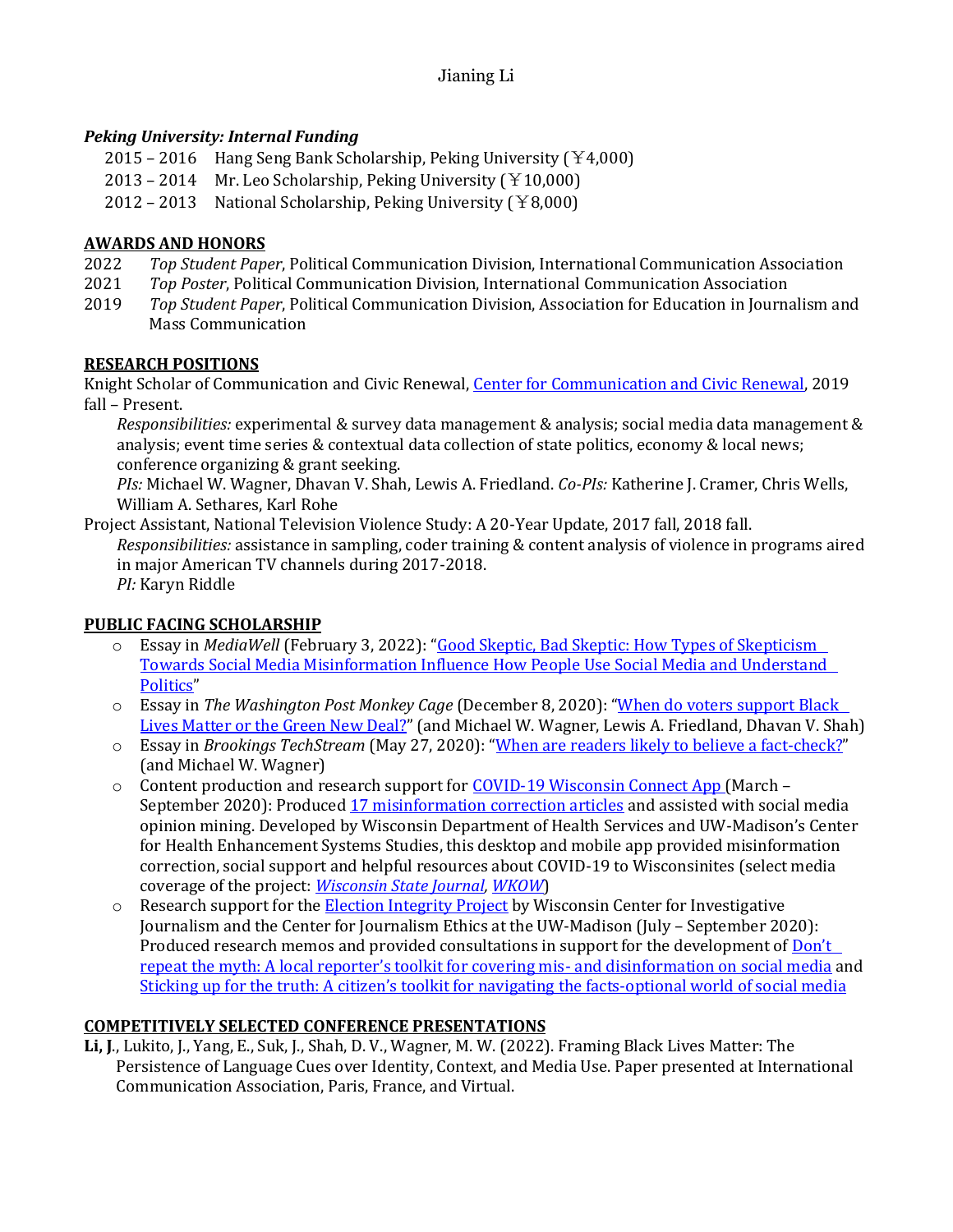### *Peking University: Internal Funding*

2015 – 2016 Hang Seng Bank Scholarship, Peking University (￥4,000)
2013 – 2014 Mr. Leo Scholarship, Peking University (￥10,000)
2012 – 2013 National Scholarship, Peking University (￥8,000)

## AWARDS AND HONORS

2022 *Top Student Paper*, Political Communication Division, International Communication Association
2021 *Top Poster*, Political Communication Division, International Communication Association
2019 *Top Student Paper*, Political Communication Division, Association for Education in Journalism and Mass Communication

## RESEARCH POSITIONS

Knight Scholar of Communication and Civic Renewal, Center for Communication and Civic Renewal, 2019 fall – Present.

*Responsibilities:* experimental & survey data management & analysis; social media data management & analysis; event time series & contextual data collection of state politics, economy & local news; conference organizing & grant seeking.
*PIs:* Michael W. Wagner, Dhavan V. Shah, Lewis A. Friedland. *Co-PIs:* Katherine J. Cramer, Chris Wells, William A. Sethares, Karl Rohe

Project Assistant, National Television Violence Study: A 20-Year Update, 2017 fall, 2018 fall.

*Responsibilities:* assistance in sampling, coder training & content analysis of violence in programs aired in major American TV channels during 2017-2018.
*PI:* Karyn Riddle

## PUBLIC FACING SCHOLARSHIP

- Essay in *MediaWell* (February 3, 2022): "Good Skeptic, Bad Skeptic: How Types of Skepticism Towards Social Media Misinformation Influence How People Use Social Media and Understand Politics"
- Essay in *The Washington Post Monkey Cage* (December 8, 2020): "When do voters support Black Lives Matter or the Green New Deal?" (and Michael W. Wagner, Lewis A. Friedland, Dhavan V. Shah)
- Essay in *Brookings TechStream* (May 27, 2020): "When are readers likely to believe a fact-check?" (and Michael W. Wagner)
- Content production and research support for COVID-19 Wisconsin Connect App (March – September 2020): Produced 17 misinformation correction articles and assisted with social media opinion mining. Developed by Wisconsin Department of Health Services and UW-Madison's Center for Health Enhancement Systems Studies, this desktop and mobile app provided misinformation correction, social support and helpful resources about COVID-19 to Wisconsinites (select media coverage of the project: *Wisconsin State Journal, WKOW*)
- Research support for the Election Integrity Project by Wisconsin Center for Investigative Journalism and the Center for Journalism Ethics at the UW-Madison (July – September 2020): Produced research memos and provided consultations in support for the development of Don't repeat the myth: A local reporter's toolkit for covering mis- and disinformation on social media and Sticking up for the truth: A citizen's toolkit for navigating the facts-optional world of social media

## COMPETITIVELY SELECTED CONFERENCE PRESENTATIONS

**Li, J.**, Lukito, J., Yang, E., Suk, J., Shah, D. V., Wagner, M. W. (2022). Framing Black Lives Matter: The Persistence of Language Cues over Identity, Context, and Media Use. Paper presented at International Communication Association, Paris, France, and Virtual.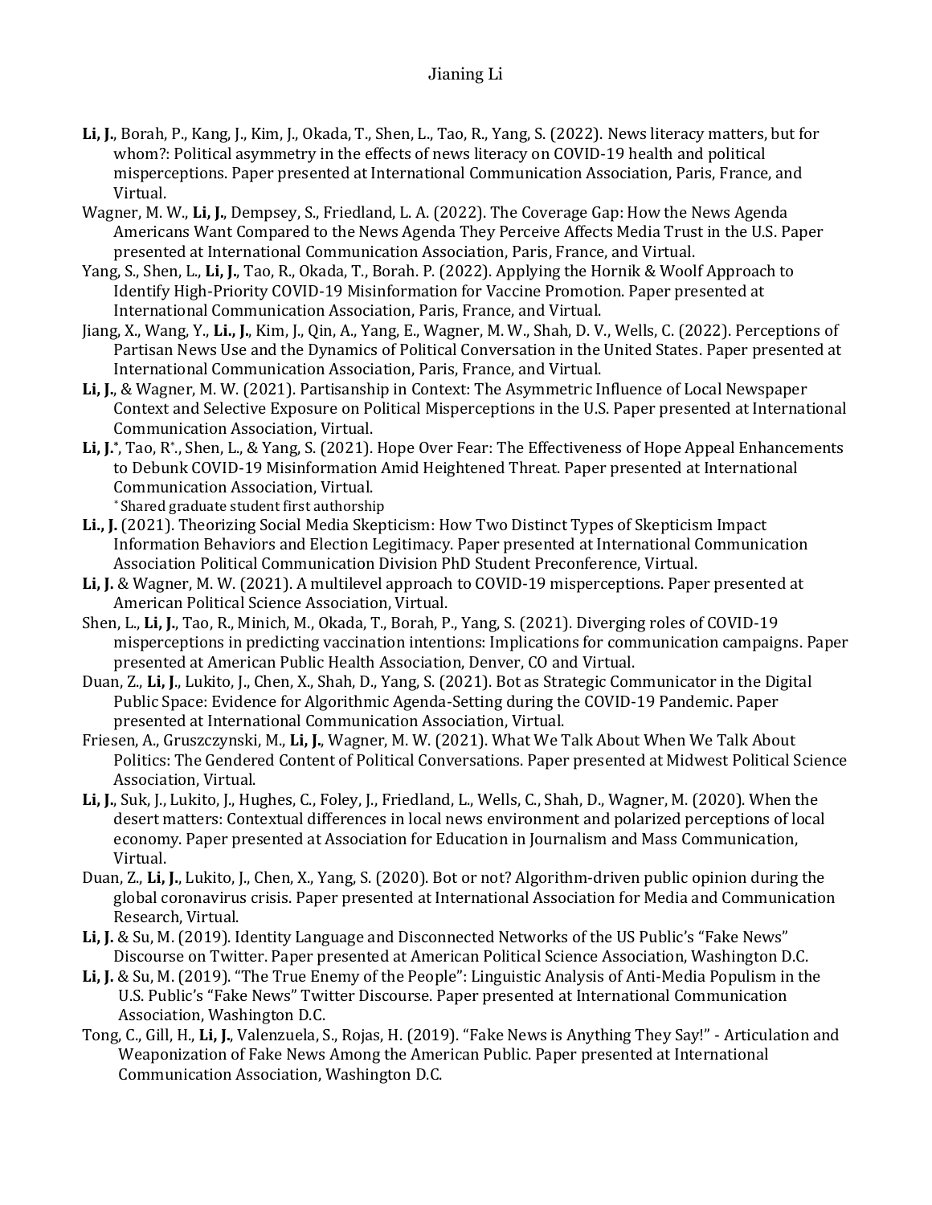**Li, J.**, Borah, P., Kang, J., Kim, J., Okada, T., Shen, L., Tao, R., Yang, S. (2022). News literacy matters, but for whom?: Political asymmetry in the effects of news literacy on COVID-19 health and political misperceptions. Paper presented at International Communication Association, Paris, France, and Virtual.

Wagner, M. W., **Li, J.**, Dempsey, S., Friedland, L. A. (2022). The Coverage Gap: How the News Agenda Americans Want Compared to the News Agenda They Perceive Affects Media Trust in the U.S. Paper presented at International Communication Association, Paris, France, and Virtual.

Yang, S., Shen, L., **Li, J.**, Tao, R., Okada, T., Borah. P. (2022). Applying the Hornik & Woolf Approach to Identify High-Priority COVID-19 Misinformation for Vaccine Promotion. Paper presented at International Communication Association, Paris, France, and Virtual.

Jiang, X., Wang, Y., **Li., J.**, Kim, J., Qin, A., Yang, E., Wagner, M. W., Shah, D. V., Wells, C. (2022). Perceptions of Partisan News Use and the Dynamics of Political Conversation in the United States. Paper presented at International Communication Association, Paris, France, and Virtual.

**Li, J.**, & Wagner, M. W. (2021). Partisanship in Context: The Asymmetric Influence of Local Newspaper Context and Selective Exposure on Political Misperceptions in the U.S. Paper presented at International Communication Association, Virtual.

**Li, J.***, Tao, R*., Shen, L., & Yang, S. (2021). Hope Over Fear: The Effectiveness of Hope Appeal Enhancements to Debunk COVID-19 Misinformation Amid Heightened Threat. Paper presented at International Communication Association, Virtual.
* Shared graduate student first authorship

**Li., J.** (2021). Theorizing Social Media Skepticism: How Two Distinct Types of Skepticism Impact Information Behaviors and Election Legitimacy. Paper presented at International Communication Association Political Communication Division PhD Student Preconference, Virtual.

**Li, J.** & Wagner, M. W. (2021). A multilevel approach to COVID-19 misperceptions. Paper presented at American Political Science Association, Virtual.

Shen, L., **Li, J.**, Tao, R., Minich, M., Okada, T., Borah, P., Yang, S. (2021). Diverging roles of COVID-19 misperceptions in predicting vaccination intentions: Implications for communication campaigns. Paper presented at American Public Health Association, Denver, CO and Virtual.

Duan, Z., **Li, J**, Lukito, J., Chen, X., Shah, D., Yang, S. (2021). Bot as Strategic Communicator in the Digital Public Space: Evidence for Algorithmic Agenda-Setting during the COVID-19 Pandemic. Paper presented at International Communication Association, Virtual.

Friesen, A., Gruszczynski, M., **Li, J.**, Wagner, M. W. (2021). What We Talk About When We Talk About Politics: The Gendered Content of Political Conversations. Paper presented at Midwest Political Science Association, Virtual.

**Li, J.**, Suk, J., Lukito, J., Hughes, C., Foley, J., Friedland, L., Wells, C., Shah, D., Wagner, M. (2020). When the desert matters: Contextual differences in local news environment and polarized perceptions of local economy. Paper presented at Association for Education in Journalism and Mass Communication, Virtual.

Duan, Z., **Li, J.**, Lukito, J., Chen, X., Yang, S. (2020). Bot or not? Algorithm-driven public opinion during the global coronavirus crisis. Paper presented at International Association for Media and Communication Research, Virtual.

**Li, J.** & Su, M. (2019). Identity Language and Disconnected Networks of the US Public's "Fake News" Discourse on Twitter. Paper presented at American Political Science Association, Washington D.C.

**Li, J.** & Su, M. (2019). "The True Enemy of the People": Linguistic Analysis of Anti-Media Populism in the U.S. Public's "Fake News" Twitter Discourse. Paper presented at International Communication Association, Washington D.C.

Tong, C., Gill, H., **Li, J.**, Valenzuela, S., Rojas, H. (2019). "Fake News is Anything They Say!" - Articulation and Weaponization of Fake News Among the American Public. Paper presented at International Communication Association, Washington D.C.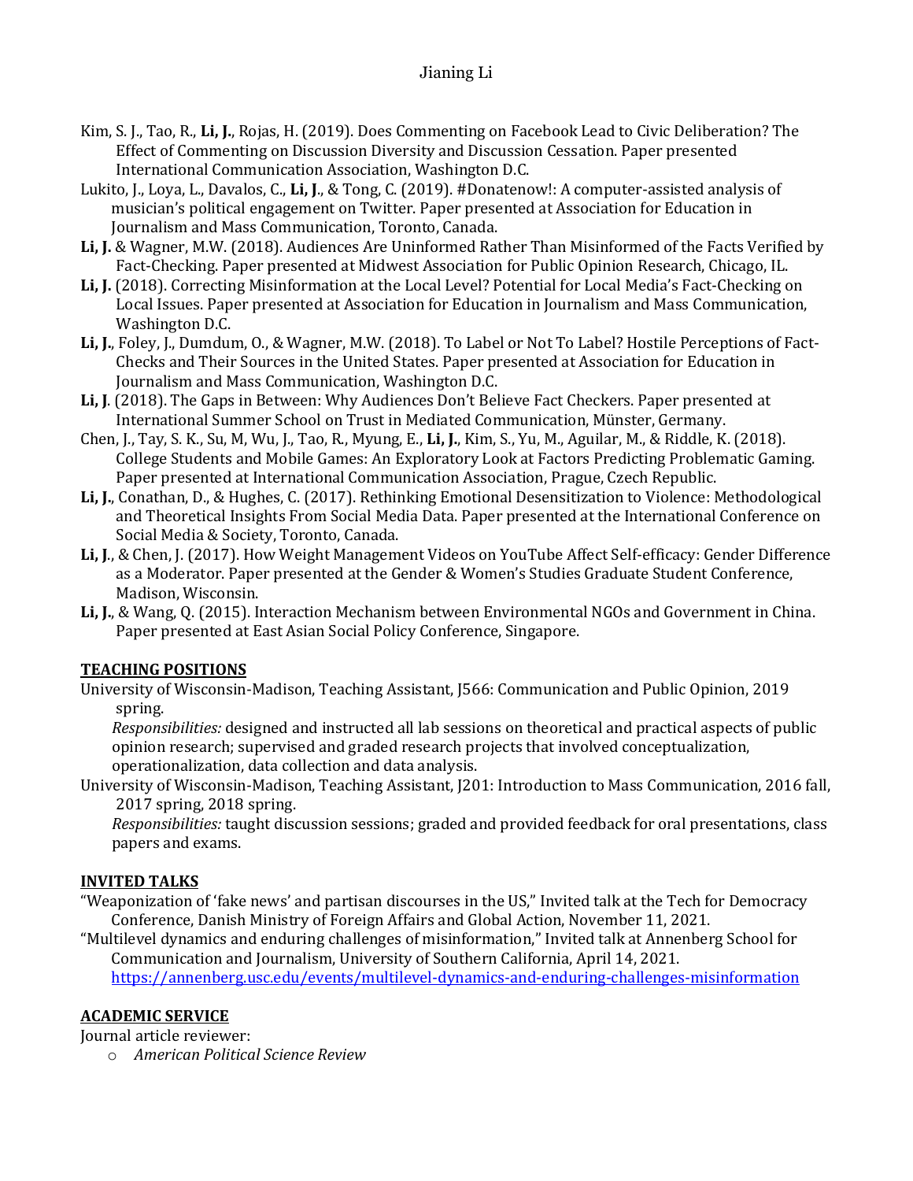Kim, S. J., Tao, R., **Li, J.**, Rojas, H. (2019). Does Commenting on Facebook Lead to Civic Deliberation? The Effect of Commenting on Discussion Diversity and Discussion Cessation. Paper presented International Communication Association, Washington D.C.

Lukito, J., Loya, L., Davalos, C., **Li, J**., & Tong, C. (2019). #Donatenow!: A computer-assisted analysis of musician's political engagement on Twitter. Paper presented at Association for Education in Journalism and Mass Communication, Toronto, Canada.

**Li, J.** & Wagner, M.W. (2018). Audiences Are Uninformed Rather Than Misinformed of the Facts Verified by Fact-Checking. Paper presented at Midwest Association for Public Opinion Research, Chicago, IL.

**Li, J.** (2018). Correcting Misinformation at the Local Level? Potential for Local Media's Fact-Checking on Local Issues. Paper presented at Association for Education in Journalism and Mass Communication, Washington D.C.

**Li, J.**, Foley, J., Dumdum, O., & Wagner, M.W. (2018). To Label or Not To Label? Hostile Perceptions of Fact-Checks and Their Sources in the United States. Paper presented at Association for Education in Journalism and Mass Communication, Washington D.C.

**Li, J**. (2018). The Gaps in Between: Why Audiences Don't Believe Fact Checkers. Paper presented at International Summer School on Trust in Mediated Communication, Münster, Germany.

Chen, J., Tay, S. K., Su, M, Wu, J., Tao, R., Myung, E., **Li, J.**, Kim, S., Yu, M., Aguilar, M., & Riddle, K. (2018). College Students and Mobile Games: An Exploratory Look at Factors Predicting Problematic Gaming. Paper presented at International Communication Association, Prague, Czech Republic.

**Li, J.**, Conathan, D., & Hughes, C. (2017). Rethinking Emotional Desensitization to Violence: Methodological and Theoretical Insights From Social Media Data. Paper presented at the International Conference on Social Media & Society, Toronto, Canada.

**Li, J**., & Chen, J. (2017). How Weight Management Videos on YouTube Affect Self-efficacy: Gender Difference as a Moderator. Paper presented at the Gender & Women's Studies Graduate Student Conference, Madison, Wisconsin.

**Li, J.**, & Wang, Q. (2015). Interaction Mechanism between Environmental NGOs and Government in China. Paper presented at East Asian Social Policy Conference, Singapore.

## TEACHING POSITIONS

University of Wisconsin-Madison, Teaching Assistant, J566: Communication and Public Opinion, 2019 spring.
*Responsibilities:* designed and instructed all lab sessions on theoretical and practical aspects of public opinion research; supervised and graded research projects that involved conceptualization, operationalization, data collection and data analysis.

University of Wisconsin-Madison, Teaching Assistant, J201: Introduction to Mass Communication, 2016 fall, 2017 spring, 2018 spring.
*Responsibilities:* taught discussion sessions; graded and provided feedback for oral presentations, class papers and exams.

## INVITED TALKS

"Weaponization of 'fake news' and partisan discourses in the US," Invited talk at the Tech for Democracy Conference, Danish Ministry of Foreign Affairs and Global Action, November 11, 2021.

"Multilevel dynamics and enduring challenges of misinformation," Invited talk at Annenberg School for Communication and Journalism, University of Southern California, April 14, 2021. https://annenberg.usc.edu/events/multilevel-dynamics-and-enduring-challenges-misinformation

## ACADEMIC SERVICE

Journal article reviewer:

- *American Political Science Review*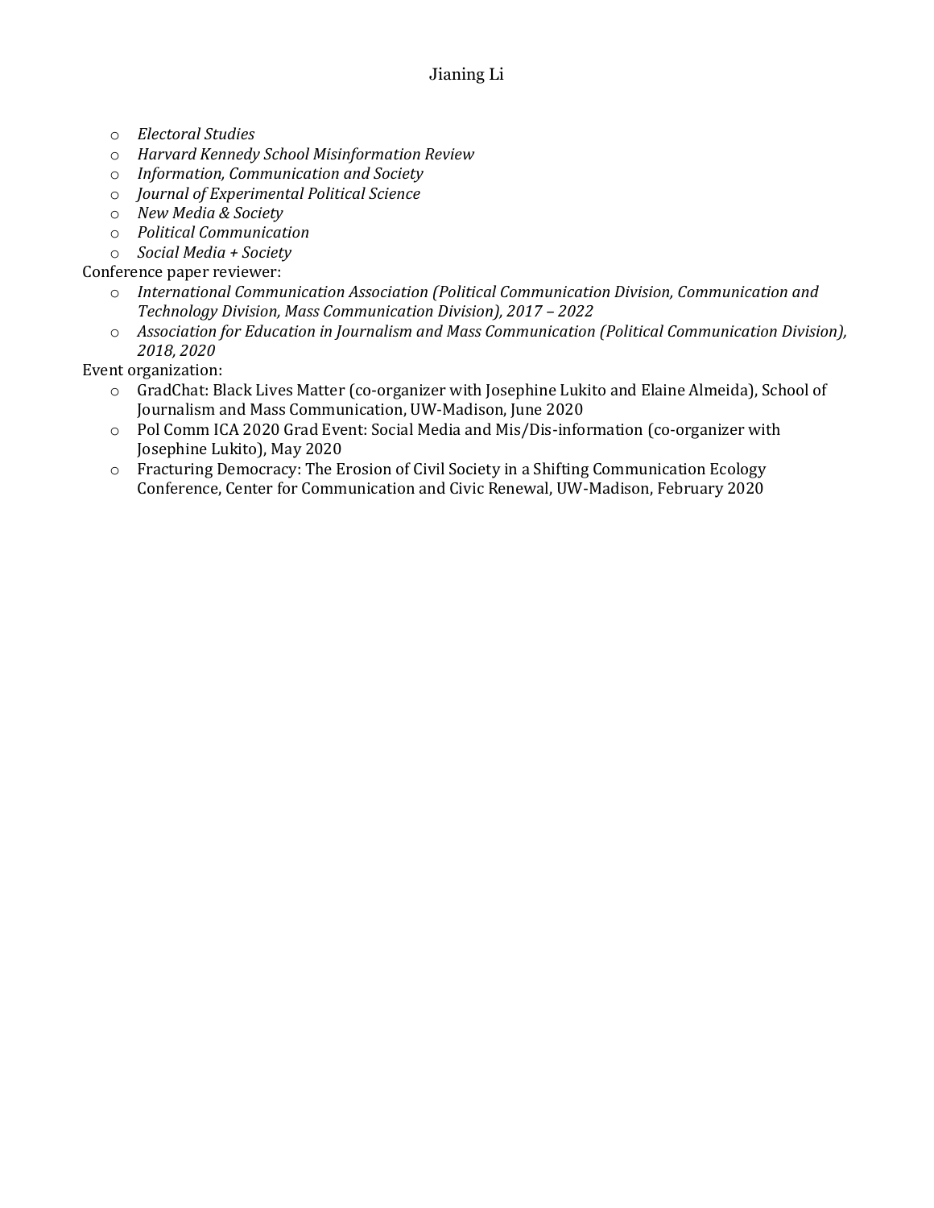- *Electoral Studies*
- *Harvard Kennedy School Misinformation Review*
- *Information, Communication and Society*
- *Journal of Experimental Political Science*
- *New Media & Society*
- *Political Communication*
- *Social Media + Society*

Conference paper reviewer:

- *International Communication Association (Political Communication Division, Communication and Technology Division, Mass Communication Division), 2017 – 2022*
- *Association for Education in Journalism and Mass Communication (Political Communication Division), 2018, 2020*

Event organization:

- GradChat: Black Lives Matter (co-organizer with Josephine Lukito and Elaine Almeida), School of Journalism and Mass Communication, UW-Madison, June 2020
- Pol Comm ICA 2020 Grad Event: Social Media and Mis/Dis-information (co-organizer with Josephine Lukito), May 2020
- Fracturing Democracy: The Erosion of Civil Society in a Shifting Communication Ecology Conference, Center for Communication and Civic Renewal, UW-Madison, February 2020